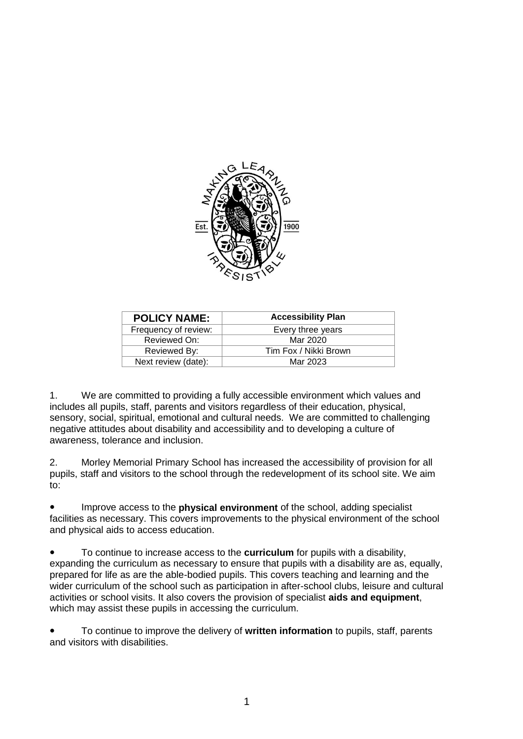| POLICY NAME: | Accessibility Plan |
| --- | --- |
| Frequency of review: | Every three years |
| Reviewed On: | Mar 2020 |
| Reviewed By: | Tim Fox / Nikki Brown |
| Next review (date): | Mar 2023 |

1. We are committed to providing a fully accessible environment which values and includes all pupils, staff, parents and visitors regardless of their education, physical, sensory, social, spiritual, emotional and cultural needs. We are committed to challenging negative attitudes about disability and accessibility and to developing a culture of awareness, tolerance and inclusion.

2. Morley Memorial Primary School has increased the accessibility of provision for all pupils, staff and visitors to the school through the redevelopment of its school site. We aim to:

- Improve access to the **physical environment** of the school, adding specialist facilities as necessary. This covers improvements to the physical environment of the school and physical aids to access education.

- To continue to increase access to the **curriculum** for pupils with a disability, expanding the curriculum as necessary to ensure that pupils with a disability are as, equally, prepared for life as are the able-bodied pupils. This covers teaching and learning and the wider curriculum of the school such as participation in after-school clubs, leisure and cultural activities or school visits. It also covers the provision of specialist **aids and equipment**, which may assist these pupils in accessing the curriculum.

- To continue to improve the delivery of **written information** to pupils, staff, parents and visitors with disabilities.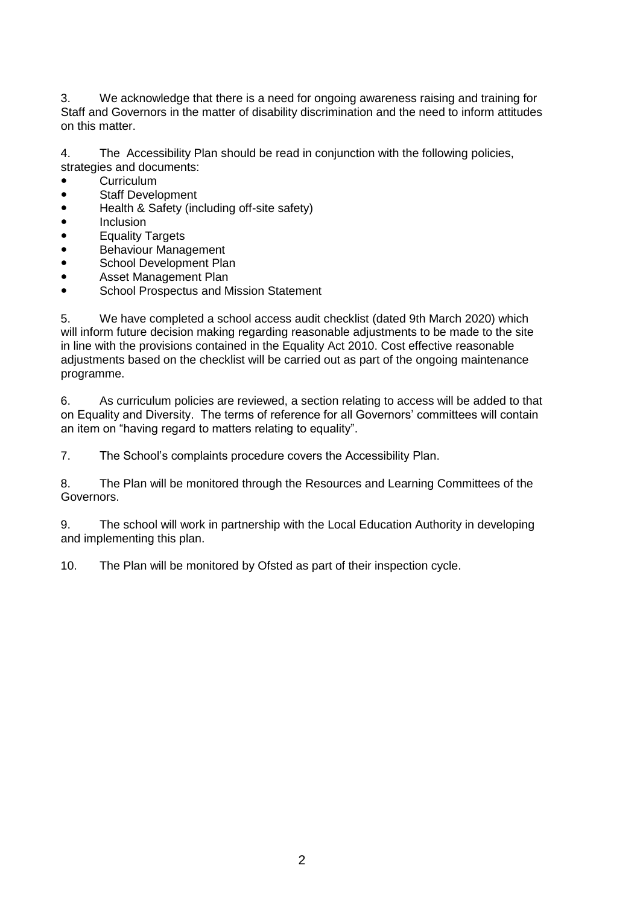3. We acknowledge that there is a need for ongoing awareness raising and training for Staff and Governors in the matter of disability discrimination and the need to inform attitudes on this matter.

4. The Accessibility Plan should be read in conjunction with the following policies, strategies and documents:

- Curriculum
- Staff Development
- Health & Safety (including off-site safety)
- Inclusion
- Equality Targets
- Behaviour Management
- School Development Plan
- Asset Management Plan
- School Prospectus and Mission Statement

5. We have completed a school access audit checklist (dated 9th March 2020) which will inform future decision making regarding reasonable adjustments to be made to the site in line with the provisions contained in the Equality Act 2010. Cost effective reasonable adjustments based on the checklist will be carried out as part of the ongoing maintenance programme.

6. As curriculum policies are reviewed, a section relating to access will be added to that on Equality and Diversity. The terms of reference for all Governors' committees will contain an item on "having regard to matters relating to equality".

7. The School's complaints procedure covers the Accessibility Plan.

8. The Plan will be monitored through the Resources and Learning Committees of the Governors.

9. The school will work in partnership with the Local Education Authority in developing and implementing this plan.

10. The Plan will be monitored by Ofsted as part of their inspection cycle.